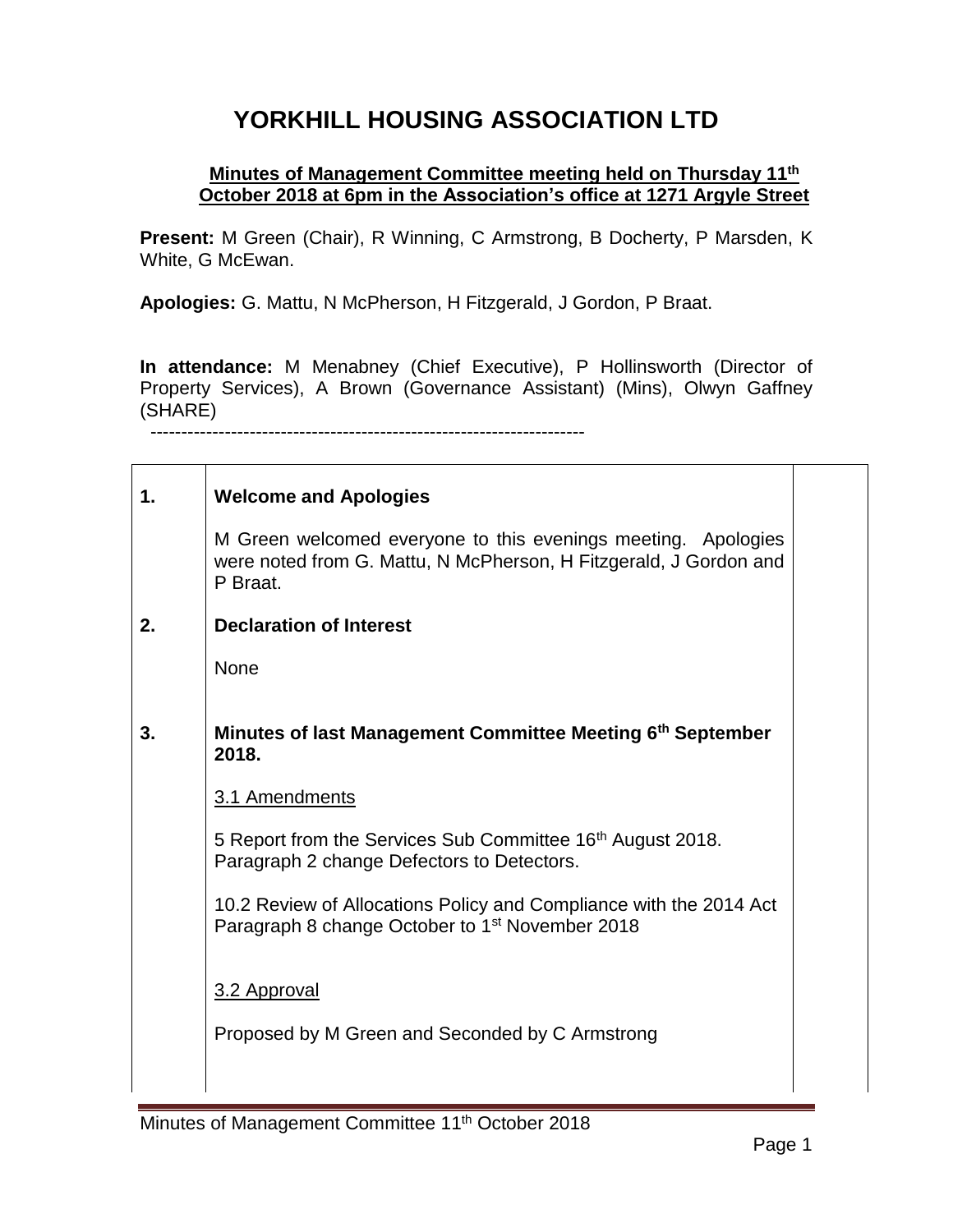# YORKHILL HOUSING ASSOCIATION LTD

**Minutes of Management Committee meeting held on Thursday 11th October 2018 at 6pm in the Association's office at 1271 Argyle Street**

**Present:** M Green (Chair), R Winning, C Armstrong, B Docherty, P Marsden, K White, G McEwan.

**Apologies:** G. Mattu, N McPherson, H Fitzgerald, J Gordon, P Braat.

**In attendance:** M Menabney (Chief Executive), P Hollinsworth (Director of Property Services), A Brown (Governance Assistant) (Mins), Olwyn Gaffney (SHARE)

---

| | | |
|---|---|---|
| **1.** | **Welcome and Apologies**<br><br>M Green welcomed everyone to this evenings meeting. Apologies were noted from G. Mattu, N McPherson, H Fitzgerald, J Gordon and P Braat. | |
| **2.** | **Declaration of Interest**<br><br>None | |
| **3.** | **Minutes of last Management Committee Meeting 6th September 2018.**<br><br>3.1 Amendments<br><br>5 Report from the Services Sub Committee 16th August 2018. Paragraph 2 change Defectors to Detectors.<br><br>10.2 Review of Allocations Policy and Compliance with the 2014 Act Paragraph 8 change October to 1st November 2018<br><br>3.2 Approval<br><br>Proposed by M Green and Seconded by C Armstrong | |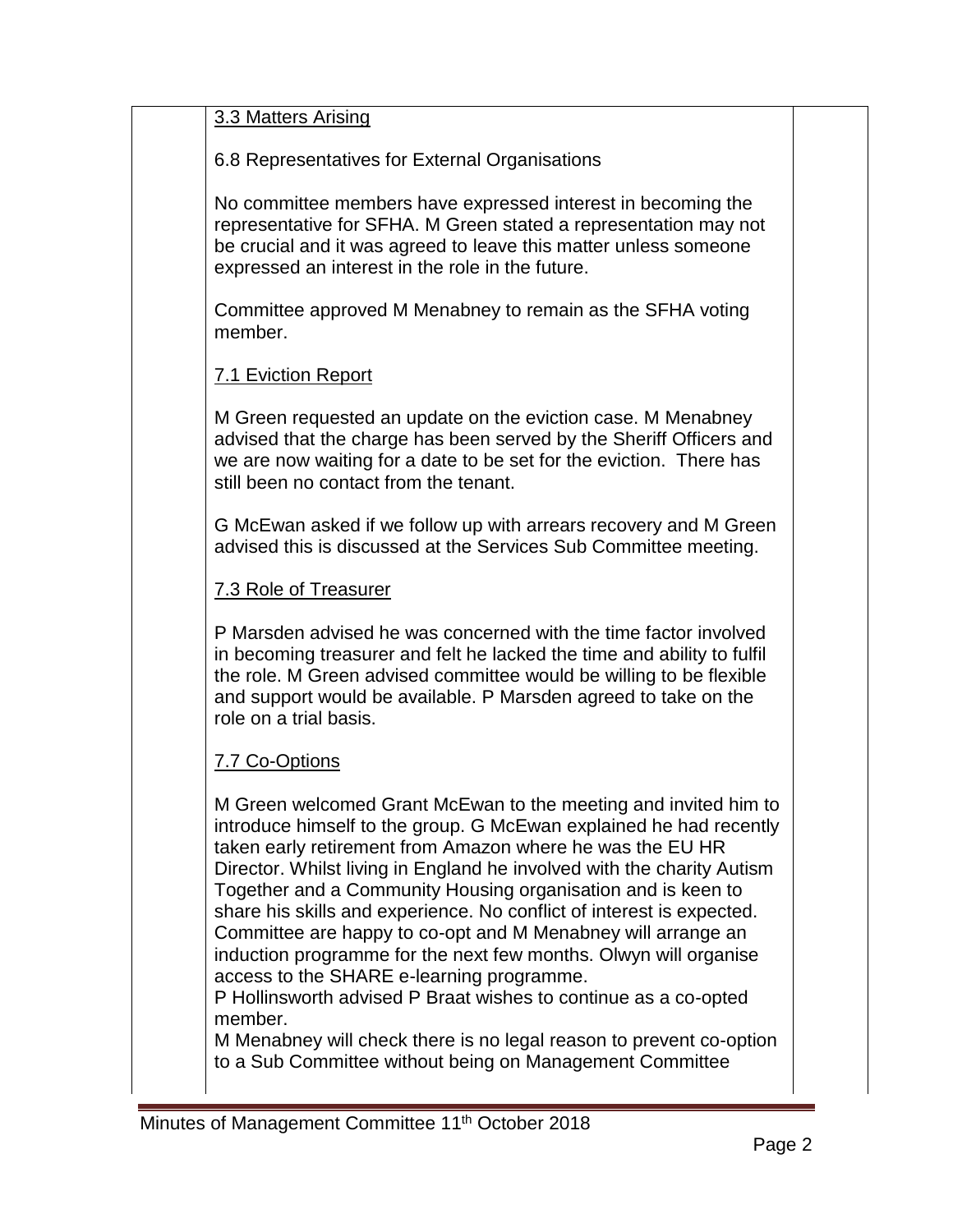3.3 Matters Arising

6.8 Representatives for External Organisations

No committee members have expressed interest in becoming the representative for SFHA. M Green stated a representation may not be crucial and it was agreed to leave this matter unless someone expressed an interest in the role in the future.

Committee approved M Menabney to remain as the SFHA voting member.

7.1 Eviction Report

M Green requested an update on the eviction case. M Menabney advised that the charge has been served by the Sheriff Officers and we are now waiting for a date to be set for the eviction. There has still been no contact from the tenant.

G McEwan asked if we follow up with arrears recovery and M Green advised this is discussed at the Services Sub Committee meeting.

7.3 Role of Treasurer

P Marsden advised he was concerned with the time factor involved in becoming treasurer and felt he lacked the time and ability to fulfil the role. M Green advised committee would be willing to be flexible and support would be available. P Marsden agreed to take on the role on a trial basis.

7.7 Co-Options

M Green welcomed Grant McEwan to the meeting and invited him to introduce himself to the group. G McEwan explained he had recently taken early retirement from Amazon where he was the EU HR Director. Whilst living in England he involved with the charity Autism Together and a Community Housing organisation and is keen to share his skills and experience. No conflict of interest is expected. Committee are happy to co-opt and M Menabney will arrange an induction programme for the next few months. Olwyn will organise access to the SHARE e-learning programme.
P Hollinsworth advised P Braat wishes to continue as a co-opted member.
M Menabney will check there is no legal reason to prevent co-option to a Sub Committee without being on Management Committee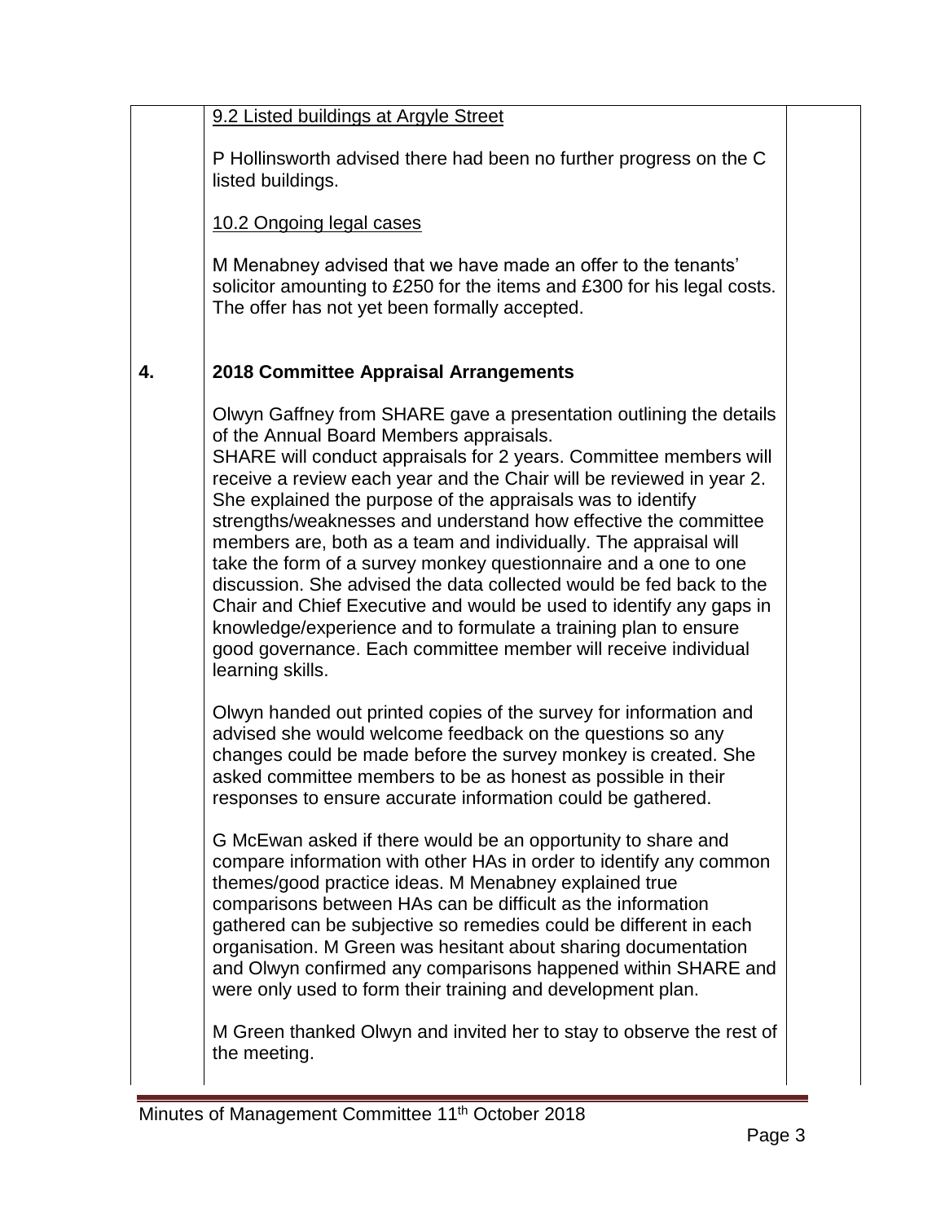9.2 Listed buildings at Argyle Street

P Hollinsworth advised there had been no further progress on the C listed buildings.

10.2 Ongoing legal cases

M Menabney advised that we have made an offer to the tenants' solicitor amounting to £250 for the items and £300 for his legal costs. The offer has not yet been formally accepted.

**4. 2018 Committee Appraisal Arrangements**

Olwyn Gaffney from SHARE gave a presentation outlining the details of the Annual Board Members appraisals.
SHARE will conduct appraisals for 2 years. Committee members will receive a review each year and the Chair will be reviewed in year 2. She explained the purpose of the appraisals was to identify strengths/weaknesses and understand how effective the committee members are, both as a team and individually. The appraisal will take the form of a survey monkey questionnaire and a one to one discussion. She advised the data collected would be fed back to the Chair and Chief Executive and would be used to identify any gaps in knowledge/experience and to formulate a training plan to ensure good governance. Each committee member will receive individual learning skills.

Olwyn handed out printed copies of the survey for information and advised she would welcome feedback on the questions so any changes could be made before the survey monkey is created. She asked committee members to be as honest as possible in their responses to ensure accurate information could be gathered.

G McEwan asked if there would be an opportunity to share and compare information with other HAs in order to identify any common themes/good practice ideas. M Menabney explained true comparisons between HAs can be difficult as the information gathered can be subjective so remedies could be different in each organisation. M Green was hesitant about sharing documentation and Olwyn confirmed any comparisons happened within SHARE and were only used to form their training and development plan.

M Green thanked Olwyn and invited her to stay to observe the rest of the meeting.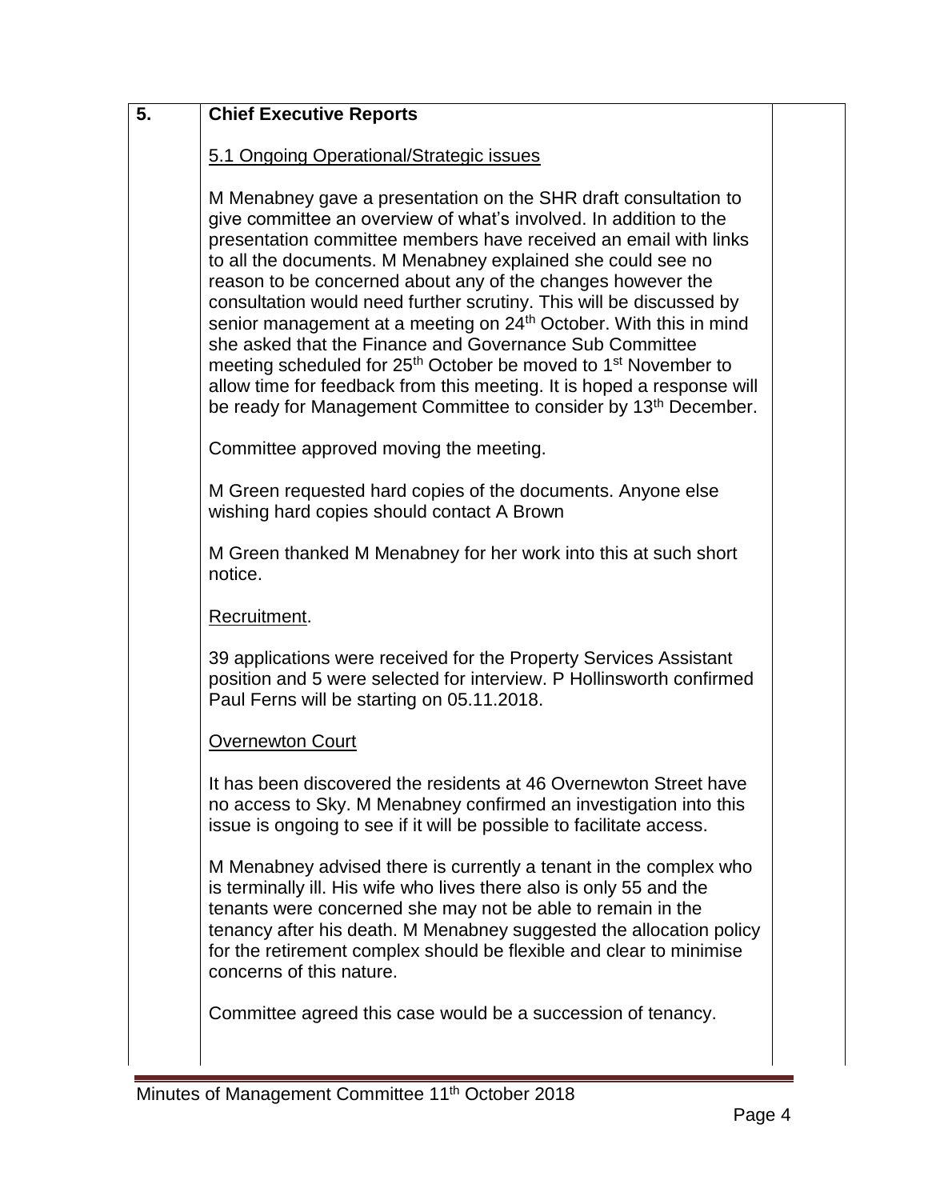## 5. Chief Executive Reports

5.1 Ongoing Operational/Strategic issues

M Menabney gave a presentation on the SHR draft consultation to give committee an overview of what's involved. In addition to the presentation committee members have received an email with links to all the documents. M Menabney explained she could see no reason to be concerned about any of the changes however the consultation would need further scrutiny. This will be discussed by senior management at a meeting on 24th October. With this in mind she asked that the Finance and Governance Sub Committee meeting scheduled for 25th October be moved to 1st November to allow time for feedback from this meeting. It is hoped a response will be ready for Management Committee to consider by 13th December.

Committee approved moving the meeting.

M Green requested hard copies of the documents. Anyone else wishing hard copies should contact A Brown

M Green thanked M Menabney for her work into this at such short notice.

Recruitment.

39 applications were received for the Property Services Assistant position and 5 were selected for interview. P Hollinsworth confirmed Paul Ferns will be starting on 05.11.2018.

Overnewton Court

It has been discovered the residents at 46 Overnewton Street have no access to Sky. M Menabney confirmed an investigation into this issue is ongoing to see if it will be possible to facilitate access.

M Menabney advised there is currently a tenant in the complex who is terminally ill. His wife who lives there also is only 55 and the tenants were concerned she may not be able to remain in the tenancy after his death. M Menabney suggested the allocation policy for the retirement complex should be flexible and clear to minimise concerns of this nature.

Committee agreed this case would be a succession of tenancy.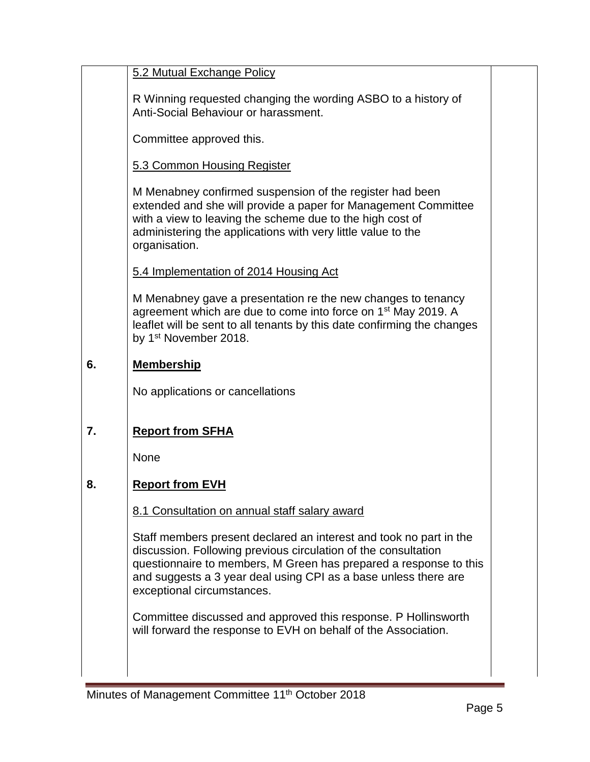5.2 Mutual Exchange Policy

R Winning requested changing the wording ASBO to a history of Anti-Social Behaviour or harassment.

Committee approved this.

5.3 Common Housing Register

M Menabney confirmed suspension of the register had been extended and she will provide a paper for Management Committee with a view to leaving the scheme due to the high cost of administering the applications with very little value to the organisation.

5.4 Implementation of 2014 Housing Act

M Menabney gave a presentation re the new changes to tenancy agreement which are due to come into force on 1st May 2019. A leaflet will be sent to all tenants by this date confirming the changes by 1st November 2018.

## 6. **Membership**

No applications or cancellations

## 7. **Report from SFHA**

None

## 8. **Report from EVH**

8.1 Consultation on annual staff salary award

Staff members present declared an interest and took no part in the discussion. Following previous circulation of the consultation questionnaire to members, M Green has prepared a response to this and suggests a 3 year deal using CPI as a base unless there are exceptional circumstances.

Committee discussed and approved this response. P Hollinsworth will forward the response to EVH on behalf of the Association.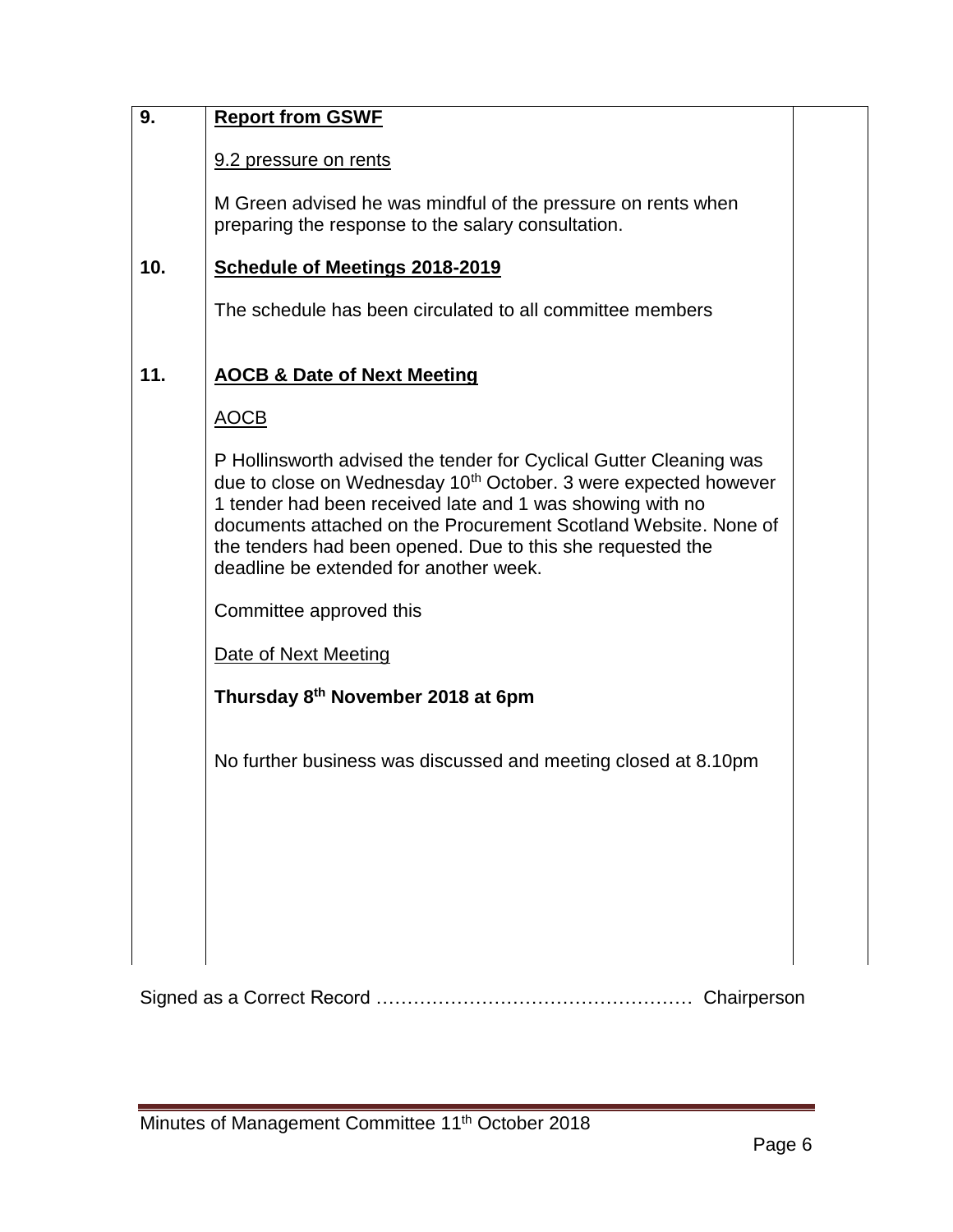**9. Report from GSWF**

9.2 pressure on rents

M Green advised he was mindful of the pressure on rents when preparing the response to the salary consultation.

**10. Schedule of Meetings 2018-2019**

The schedule has been circulated to all committee members

**11. AOCB & Date of Next Meeting**

AOCB

P Hollinsworth advised the tender for Cyclical Gutter Cleaning was due to close on Wednesday 10th October. 3 were expected however 1 tender had been received late and 1 was showing with no documents attached on the Procurement Scotland Website. None of the tenders had been opened. Due to this she requested the deadline be extended for another week.

Committee approved this

Date of Next Meeting

**Thursday 8th November 2018 at 6pm**

No further business was discussed and meeting closed at 8.10pm

Signed as a Correct Record …………………………………………… Chairperson

Minutes of Management Committee 11th October 2018